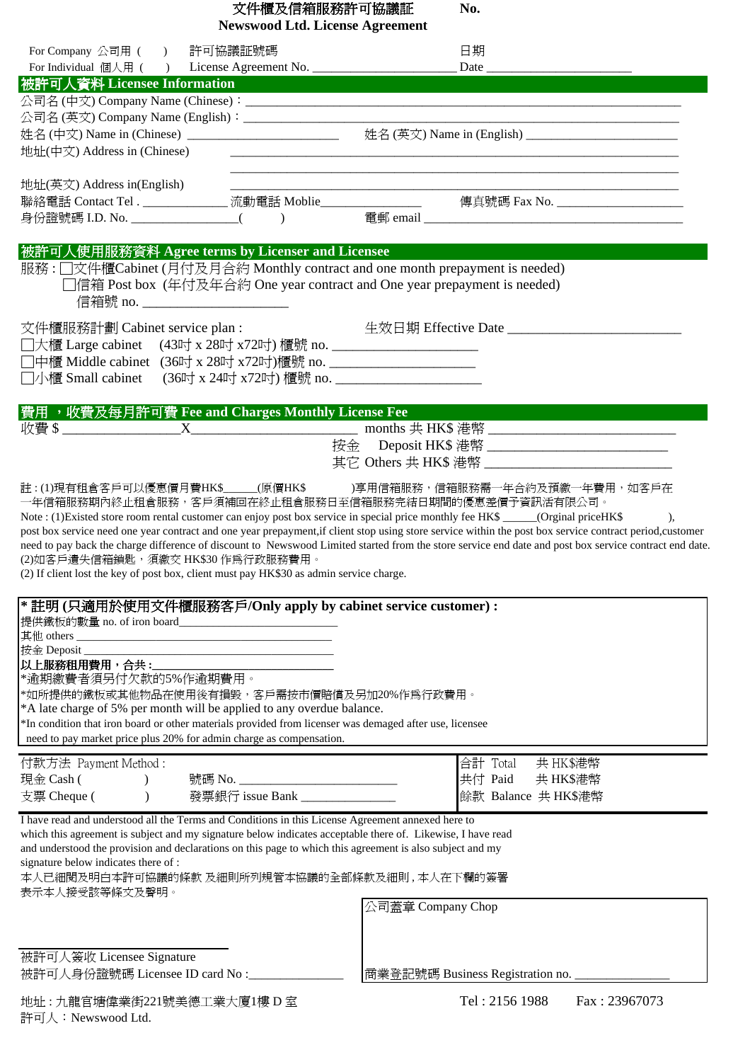# 文件櫃及信箱服務許可協議証 No.
## Newswood Ltd. License Agreement

For Company 公司用 (  ) 許可協議証號碼
For Individual 個人用 (  ) License Agreement No. ____________________ 日期 Date ____________________

## 被許可人資料 Licensee Information

公司名 (中文) Company Name (Chinese)：____________________

公司名 (英文) Company Name (English)：____________________

姓名 (中文) Name in (Chinese) ____________________ 姓名 (英文) Name in (English) ____________________

地址(中文) Address in (Chinese) ____________________

地址(英文) Address in(English) ____________________

聯絡電話 Contact Tel . ____________ 流動電話 Moblie____________ 傳真號碼 Fax No. ____________

身份證號碼 I.D. No. ____________(  ) 電郵 email ____________________

## 被許可人使用服務資料 Agree terms by Licenser and Licensee

服務：☐文件櫃Cabinet (月付及月合約 Monthly contract and one month prepayment is needed)
☐信箱 Post box (年付及年合約 One year contract and One year prepayment is needed)
信箱號 no. ____________________

文件櫃服務計劃 Cabinet service plan : 生效日期 Effective Date ____________________

☐大櫃 Large cabinet (43吋 x 28吋 x72吋) 櫃號 no. ____________________

☐中櫃 Middle cabinet (36吋 x 28吋 x72吋)櫃號 no. ____________________

☐小櫃 Small cabinet (36吋 x 24吋 x72吋) 櫃號 no. ____________________

## 費用 ，收費及每月許可費 Fee and Charges Monthly License Fee

收費 $ ____________X____________ months 共 HK$ 港幣 ____________________

按金 Deposit HK$ 港幣 ____________________

其它 Others 共 HK$ 港幣 ____________________

註 : (1)現有租倉客戶可以優惠價月費HK$______(原價HK$ )享用信箱服務，信箱服務需一年合約及預繳一年費用，如客戶在一年信箱服務期內終止租倉服務，客戶須補回在終止租倉服務日至信箱服務完結日期間的優惠差價予資訊活有限公司。

Note : (1)Existed store room rental customer can enjoy post box service in special price monthly fee HK$ ______(Orginal priceHK$ ), post box service need one year contract and one year prepayment,if client stop using store service within the post box service contract period,customer need to pay back the charge difference of discount to Newswood Limited started from the store service end date and post box service contract end date.

(2)如客戶遺失信箱鎖匙，須繳交 HK$30 作爲行政服務費用。

(2) If client lost the key of post box, client must pay HK$30 as admin service charge.

**\* 註明 (只適用於使用文件櫃服務客戶/Only apply by cabinet service customer) :**

提供鐵板的數量 no. of iron board____________________

其他 others ____________________

按金 Deposit ____________________

**以上服務租用費用，合共:____________________**

*逾期繳費者須另付欠款的5%作逾期費用。

*如所提供的鐵板或其他物品在使用後有損毀，客戶需按市價賠償及另加20%作爲行政費用。

*A late charge of 5% per month will be applied to any overdue balance.

*In condition that iron board or other materials provided from licenser was demaged after use, licensee need to pay market price plus 20% for admin charge as compensation.

付款方法 Payment Method :

現金 Cash (  ) 號碼 No. ____________________

支票 Cheque (  ) 發票銀行 issue Bank ____________________

合計 Total 共 HK$港幣

共付 Paid 共 HK$港幣

餘款 Balance 共 HK$港幣

I have read and understood all the Terms and Conditions in this License Agreement annexed here to which this agreement is subject and my signature below indicates acceptable there of. Likewise, I have read and understood the provision and declarations on this page to which this agreement is also subject and my signature below indicates there of :

本人已細閱及明白本許可協議的條款 及細則所列規管本協議的全部條款及細則，本人在下欄的簽署表示本人接受該等條文及聲明。

公司蓋章 Company Chop

被許可人簽收 Licensee Signature

被許可人身份證號碼 Licensee ID card No :____________________

商業登記號碼 Business Registration no. ____________________

地址 : 九龍官塘偉業街221號美德工業大厦1樓 D 室 Tel : 2156 1988 Fax : 23967073

許可人：Newswood Ltd.